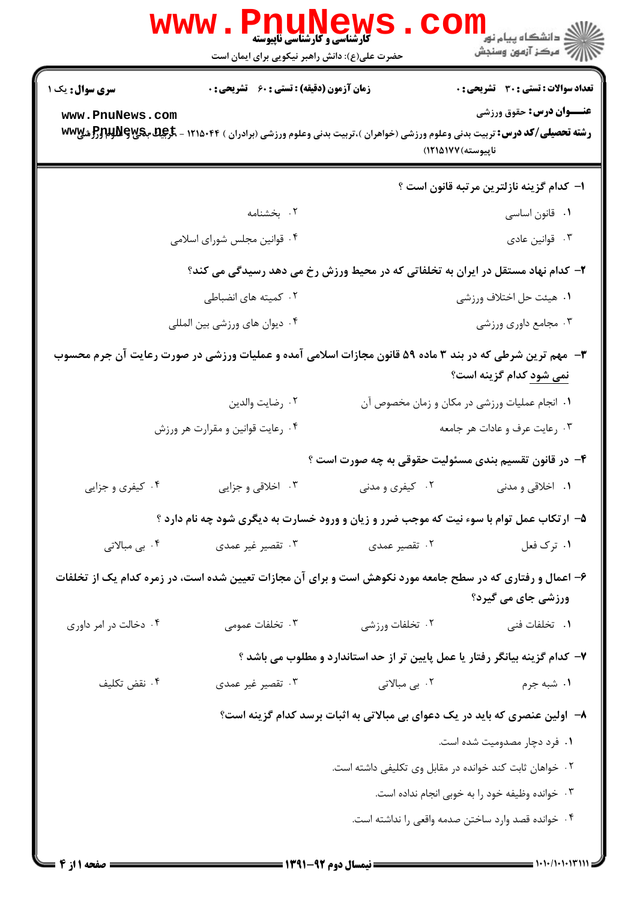کارشناسی و کارشناسی ناپیوسته

حضرت علی(ع): دانش راهبر نیکویی برای ایمان است

**سری سوال:** یک ۱

**زمان آزمون (دقیقه):** تستی : ۶۰  تشریحی : ۰

**تعداد سوالات:** تستی : ۳۰  تشریحی : ۰

**عنـــوان درس:** حقوق ورزشی

**رشته تحصیلی/کد درس:** تربیت بدنی وعلوم ورزشی (خواهران )،تربیت بدنی وعلوم ورزشی (برادران ) ۱۲۱۵۰۴۴ - تربیت بدنی و علوم ورزشی (ناپیوسته)۱۲۱۵۱۷۷

**۱- کدام گزینه نازلترین مرتبه قانون است ؟**

۱. قانون اساسی
۲. بخشنامه
۳. قوانین عادی
۴. قوانین مجلس شورای اسلامی

**۲- کدام نهاد مستقل در ایران به تخلفاتی که در محیط ورزش رخ می دهد رسیدگی می کند؟**

۱. هیئت حل اختلاف ورزشی
۲. کمیته های انضباطی
۳. مجامع داوری ورزشی
۴. دیوان های ورزشی بین المللی

**۳- مهم ترین شرطی که در بند ۳ ماده ۵۹ قانون مجازات اسلامی آمده و عملیات ورزشی در صورت رعایت آن جرم محسوب نمی شود کدام گزینه است؟**

۱. انجام عملیات ورزشی در مکان و زمان مخصوص آن
۲. رضایت والدین
۳. رعایت عرف و عادات هر جامعه
۴. رعایت قوانین و مقررات هر ورزش

**۴- در قانون تقسیم بندی مسئولیت حقوقی به چه صورت است ؟**

۱. اخلاقی و مدنی
۲. کیفری و مدنی
۳. اخلاقی و جزایی
۴. کیفری و جزایی

**۵- ارتکاب عمل توام با سوء نیت که موجب ضرر و زیان و ورود خسارت به دیگری شود چه نام دارد ؟**

۱. ترک فعل
۲. تقصیر عمدی
۳. تقصیر غیر عمدی
۴. بی مبالاتی

**۶- اعمال و رفتاری که در سطح جامعه مورد نکوهش است و برای آن مجازات تعیین شده است، در زمره کدام یک از تخلفات ورزشی جای می گیرد؟**

۱. تخلفات فنی
۲. تخلفات ورزشی
۳. تخلفات عمومی
۴. دخالت در امر داوری

**۷- کدام گزینه بیانگر رفتار یا عمل پایین تر از حد استاندارد و مطلوب می باشد ؟**

۱. شبه جرم
۲. بی مبالاتی
۳. تقصیر غیر عمدی
۴. نقض تکلیف

**۸- اولین عنصری که باید در یک دعوای بی مبالاتی به اثبات برسد کدام گزینه است؟**

۱. فرد دچار مصدومیت شده است.
۲. خواهان ثابت کند خوانده در مقابل وی تکلیفی داشته است.
۳. خوانده وظیفه خود را به خوبی انجام نداده است.
۴. خوانده قصد وارد ساختن صدمه واقعی را نداشته است.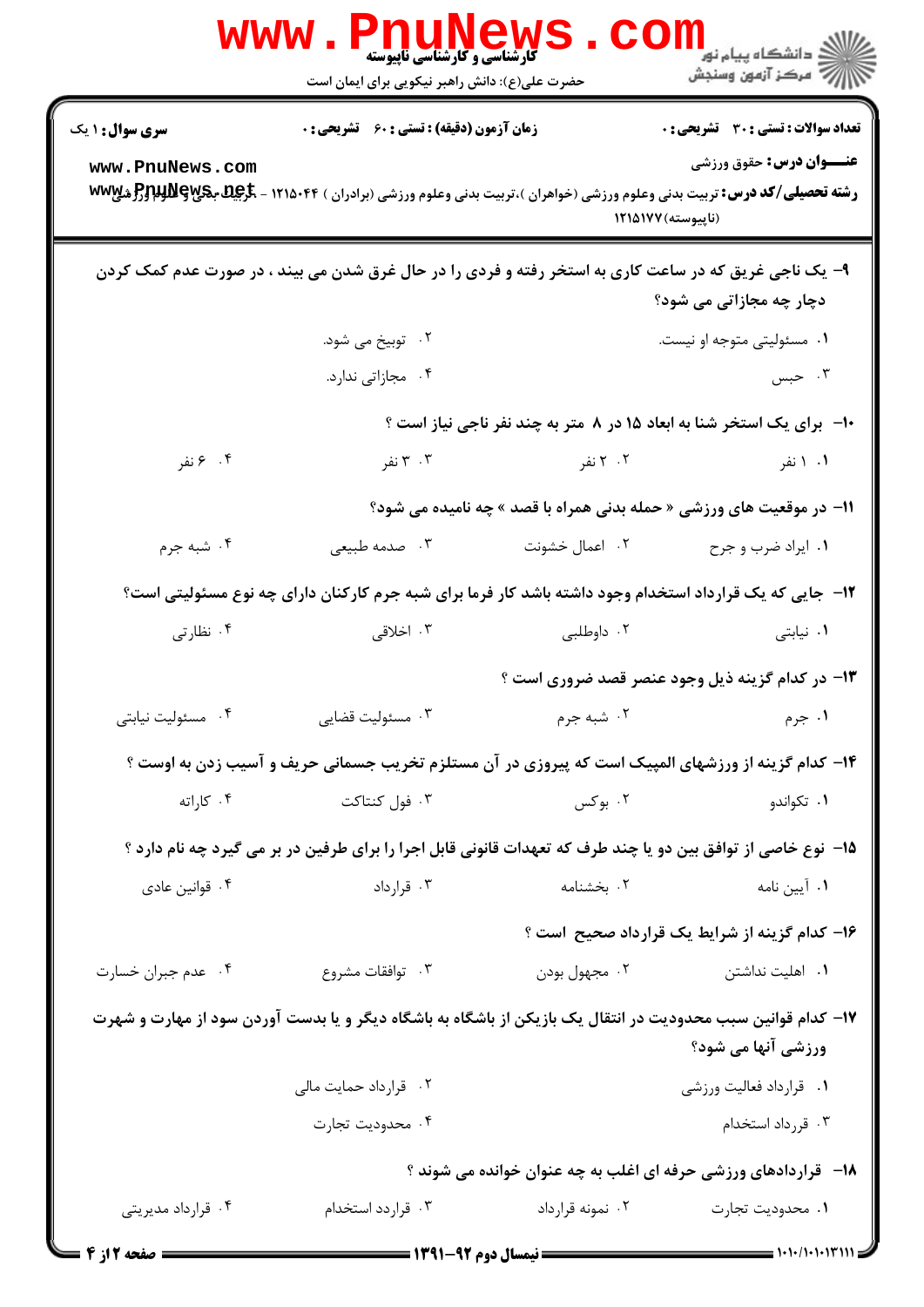سری سوال: ۱ یک | زمان آزمون (دقیقه): تستی: ۶۰ تشریحی: ۰ | تعداد سوالات: تستی: ۳۰ تشریحی: ۰

عنوان درس: حقوق ورزشی

رشته تحصیلی/کد درس: تربیت بدنی وعلوم ورزشی (خواهران)،تربیت بدنی وعلوم ورزشی (برادران) ۱۲۱۵۰۴۴ - تربیت بدنی و علوم ورزشی (ناپیوسته)۱۲۱۵۱۷۷

۹- یک ناجی غریق که در ساعت کاری به استخر رفته و فردی را در حال غرق شدن می بیند ، در صورت عدم کمک کردن دچار چه مجازاتی می شود؟

۱. مسئولیتی متوجه او نیست.
۲. توبیخ می شود.
۳. حبس
۴. مجازاتی ندارد.

۱۰- برای یک استخر شنا به ابعاد ۱۵ در ۸ متر به چند نفر ناجی نیاز است ؟

۱. ۱ نفر
۲. ۲ نفر
۳. ۳ نفر
۴. ۶ نفر

۱۱- در موقعیت های ورزشی « حمله بدنی همراه با قصد » چه نامیده می شود؟

۱. ایراد ضرب و جرح
۲. اعمال خشونت
۳. صدمه طبیعی
۴. شبه جرم

۱۲- جایی که یک قرارداد استخدام وجود داشته باشد کار فرما برای شبه جرم کارکنان دارای چه نوع مسئولیتی است؟

۱. نیابتی
۲. داوطلبی
۳. اخلاقی
۴. نظارتی

۱۳- در کدام گزینه ذیل وجود عنصر قصد ضروری است ؟

۱. جرم
۲. شبه جرم
۳. مسئولیت قضایی
۴. مسئولیت نیابتی

۱۴- کدام گزینه از ورزشهای المپیک است که پیروزی در آن مستلزم تخریب جسمانی حریف و آسیب زدن به اوست ؟

۱. تکواندو
۲. بوکس
۳. فول کنتاکت
۴. کاراته

۱۵- نوع خاصی از توافق بین دو یا چند طرف که تعهدات قانونی قابل اجرا را برای طرفین در بر می گیرد چه نام دارد ؟

۱. آیین نامه
۲. بخشنامه
۳. قرارداد
۴. قوانین عادی

۱۶- کدام گزینه از شرایط یک قرارداد صحیح است ؟

۱. اهلیت نداشتن
۲. مجهول بودن
۳. توافقات مشروع
۴. عدم جبران خسارت

۱۷- کدام قوانین سبب محدودیت در انتقال یک بازیکن از باشگاه به باشگاه دیگر و یا بدست آوردن سود از مهارت و شهرت ورزشی آنها می شود؟

۱. قرارداد فعالیت ورزشی
۲. قرارداد حمایت مالی
۳. قرارداد استخدام
۴. محدودیت تجارت

۱۸- قراردادهای ورزشی حرفه ای اغلب به چه عنوان خوانده می شوند ؟

۱. محدودیت تجارت
۲. نمونه قرارداد
۳. قرارداد استخدام
۴. قرارداد مدیریتی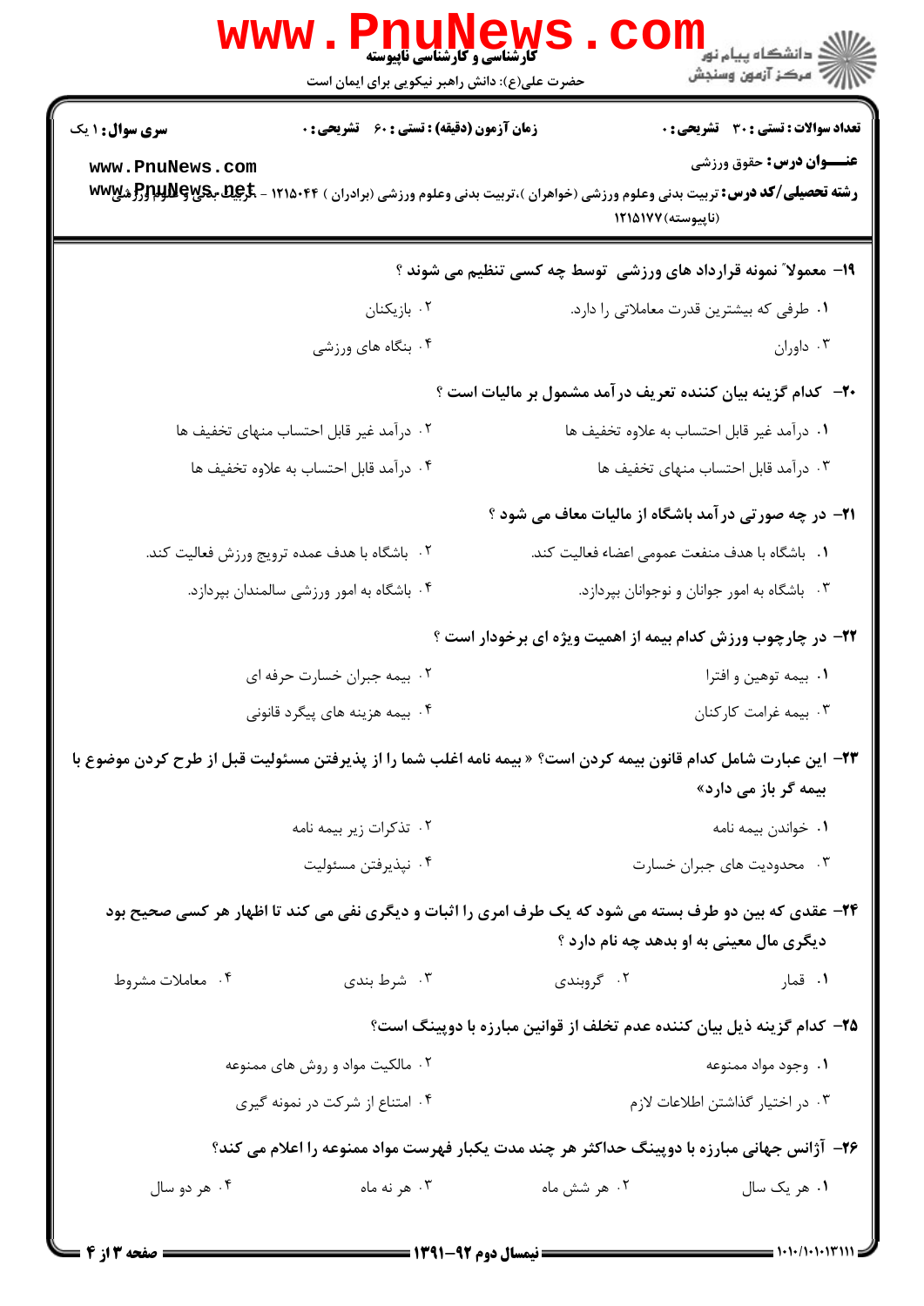**سری سوال:** ۱ یک | **زمان آزمون (دقیقه) : تستی :** ۶۰ **تشریحی :** ۰ | **تعداد سوالات : تستی :** ۳۰ **تشریحی :** ۰

**عنـــوان درس:** حقوق ورزشی

**رشته تحصیلی/کد درس:** تربیت بدنی وعلوم ورزشی (خواهران )،تربیت بدنی وعلوم ورزشی (برادران ) ۱۲۱۵۰۴۴ - ،تربیت بدنی و علوم ورزشی (ناپیوسته)۱۲۱۵۱۷۷

۱۹- معمولاً نمونه قرارداد های ورزشی توسط چه کسی تنظیم می شوند ؟

۱. طرفی که بیشترین قدرت معاملاتی را دارد.

۲. بازیکنان

۳. داوران

۴. بنگاه های ورزشی

۲۰- کدام گزینه بیان کننده تعریف درآمد مشمول بر مالیات است ؟

۱. درآمد غیر قابل احتساب به علاوه تخفیف ها

۲. درآمد غیر قابل احتساب منهای تخفیف ها

۳. درآمد قابل احتساب منهای تخفیف ها

۴. درآمد قابل احتساب به علاوه تخفیف ها

۲۱- در چه صورتی درآمد باشگاه از مالیات معاف می شود ؟

۱. باشگاه با هدف منفعت عمومی اعضاء فعالیت کند.

۲. باشگاه با هدف عمده ترویج ورزش فعالیت کند.

۳. باشگاه به امور جوانان و نوجوانان بپردازد.

۴. باشگاه به امور ورزشی سالمندان بپردازد.

۲۲- در چارچوب ورزش کدام بیمه از اهمیت ویژه ای برخوردار است ؟

۱. بیمه توهین و افترا

۲. بیمه جبران خسارت حرفه ای

۳. بیمه غرامت کارکنان

۴. بیمه هزینه های پیگرد قانونی

۲۳- این عبارت شامل کدام قانون بیمه کردن است؟ « بیمه نامه اغلب شما را از پذیرفتن مسئولیت قبل از طرح کردن موضوع با بیمه گر باز می دارد»

۱. خواندن بیمه نامه

۲. تذکرات زیر بیمه نامه

۳. محدودیت های جبران خسارت

۴. نپذیرفتن مسئولیت

۲۴- عقدی که بین دو طرف بسته می شود که یک طرف امری را اثبات و دیگری نفی می کند تا اظهار هر کسی صحیح بود دیگری مال معینی به او بدهد چه نام دارد ؟

۱. قمار

۲. گروبندی

۳. شرط بندی

۴. معاملات مشروط

۲۵- کدام گزینه ذیل بیان کننده عدم تخلف از قوانین مبارزه با دوپینگ است؟

۱. وجود مواد ممنوعه

۲. مالکیت مواد و روش های ممنوعه

۳. در اختیار گذاشتن اطلاعات لازم

۴. امتناع از شرکت در نمونه گیری

۲۶- آژانس جهانی مبارزه با دوپینگ حداکثر هر چند مدت یکبار فهرست مواد ممنوعه را اعلام می کند؟

۱. هر یک سال

۲. هر شش ماه

۳. هر نه ماه

۴. هر دو سال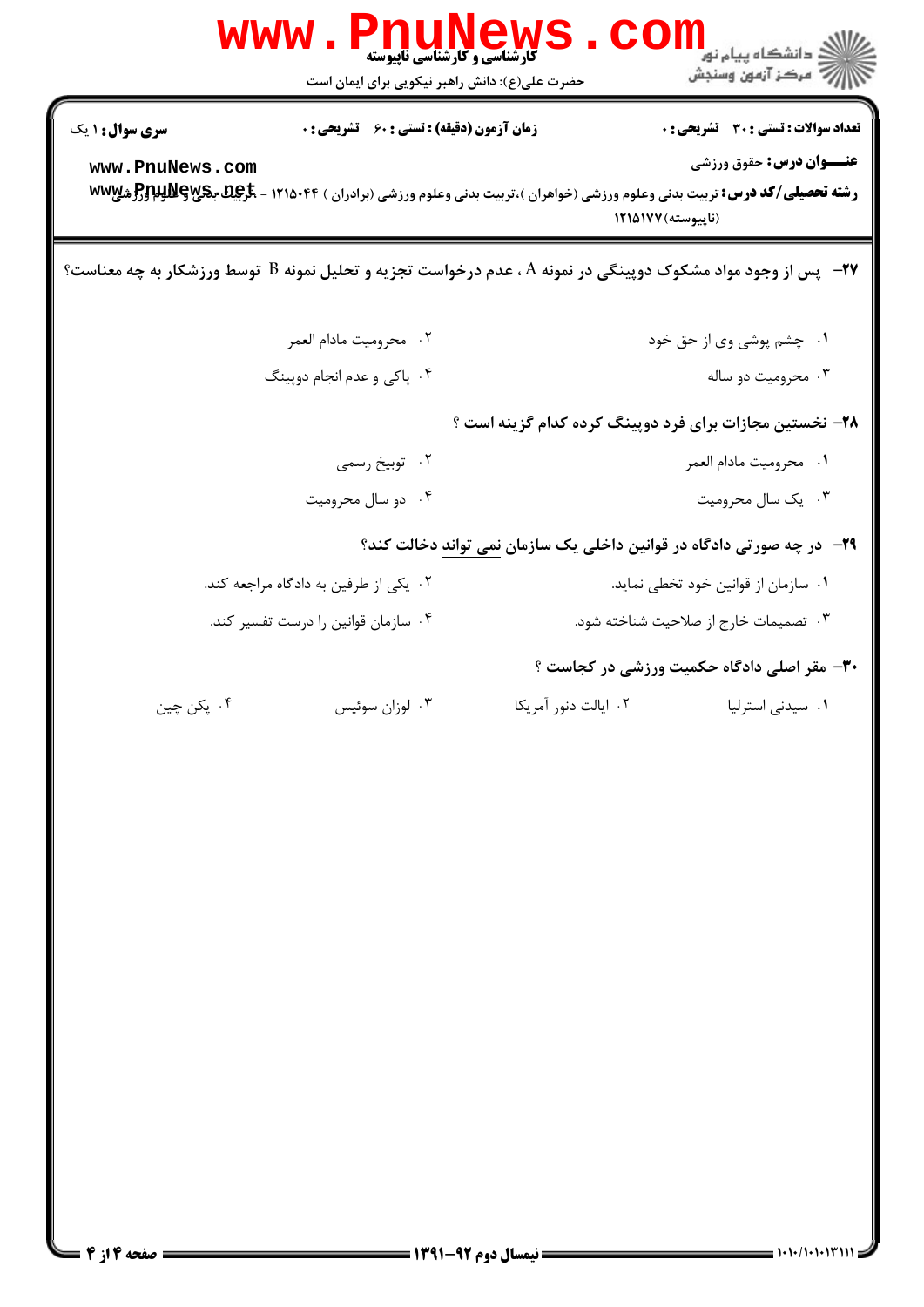**سری سوال:** ۱ یک | **زمان آزمون (دقیقه) : تستی :** ۶۰ **تشریحی :** ۰ | **تعداد سوالات : تستی :** ۳۰ **تشریحی :** ۰

**عنـــوان درس:** حقوق ورزشی

**رشته تحصیلی/کد درس:** تربیت بدنی وعلوم ورزشی (خواهران )،تربیت بدنی وعلوم ورزشی (برادران ) ۱۲۱۵۰۴۴ - تربیت بدنی و علوم ورزشی (ناپیوسته)۱۲۱۵۱۷۷

۲۷- پس از وجود مواد مشکوک دوپینگی در نمونه A ، عدم درخواست تجزیه و تحلیل نمونه B توسط ورزشکار به چه معناست؟

۱. چشم پوشی وی از حق خود

۲. محرومیت مادام العمر

۳. محرومیت دو ساله

۴. پاکی و عدم انجام دوپینگ

۲۸- نخستین مجازات برای فرد دوپینگ کرده کدام گزینه است ؟

۱. محرومیت مادام العمر

۲. توبیخ رسمی

۳. یک سال محرومیت

۴. دو سال محرومیت

۲۹- در چه صورتی دادگاه در قوانین داخلی یک سازمان نمی تواند دخالت کند؟

۱. سازمان از قوانین خود تخطی نماید.

۲. یکی از طرفین به دادگاه مراجعه کند.

۳. تصمیمات خارج از صلاحیت شناخته شود.

۴. سازمان قوانین را درست تفسیر کند.

۳۰- مقر اصلی دادگاه حکمیت ورزشی در کجاست ؟

۱. سیدنی استرلیا

۲. ایالت دنور آمریکا

۳. لوزان سوئیس

۴. پکن چین